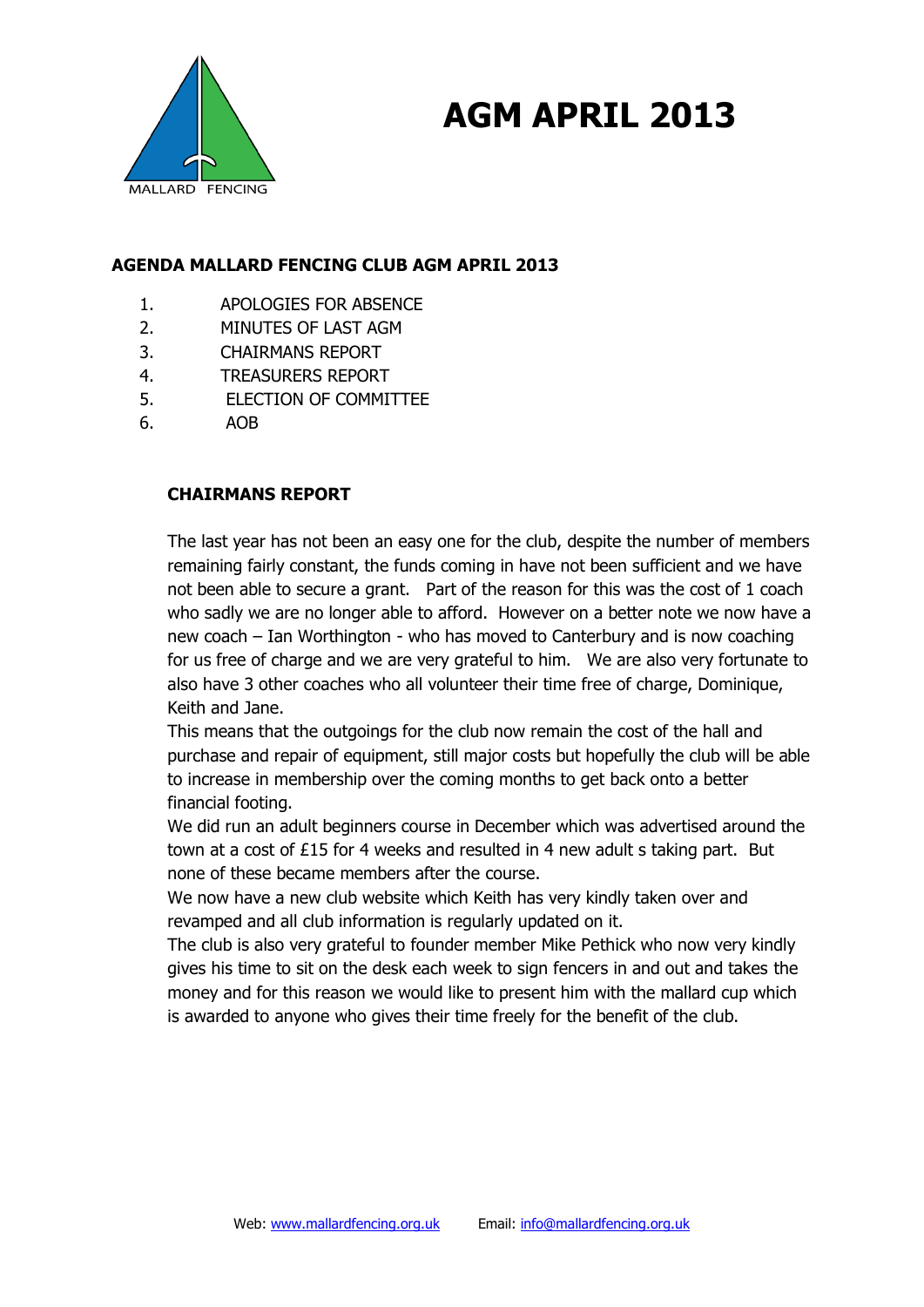MALLARD FENCING

# AGM APRIL 2013

**AGENDA MALLARD FENCING CLUB AGM APRIL 2013**

1. APOLOGIES FOR ABSENCE
2. MINUTES OF LAST AGM
3. CHAIRMANS REPORT
4. TREASURERS REPORT
5. ELECTION OF COMMITTEE
6. AOB

**CHAIRMANS REPORT**

The last year has not been an easy one for the club, despite the number of members remaining fairly constant, the funds coming in have not been sufficient and we have not been able to secure a grant. Part of the reason for this was the cost of 1 coach who sadly we are no longer able to afford. However on a better note we now have a new coach – Ian Worthington - who has moved to Canterbury and is now coaching for us free of charge and we are very grateful to him. We are also very fortunate to also have 3 other coaches who all volunteer their time free of charge, Dominique, Keith and Jane.

This means that the outgoings for the club now remain the cost of the hall and purchase and repair of equipment, still major costs but hopefully the club will be able to increase in membership over the coming months to get back onto a better financial footing.

We did run an adult beginners course in December which was advertised around the town at a cost of £15 for 4 weeks and resulted in 4 new adult s taking part. But none of these became members after the course.

We now have a new club website which Keith has very kindly taken over and revamped and all club information is regularly updated on it.

The club is also very grateful to founder member Mike Pethick who now very kindly gives his time to sit on the desk each week to sign fencers in and out and takes the money and for this reason we would like to present him with the mallard cup which is awarded to anyone who gives their time freely for the benefit of the club.

Web: www.mallardfencing.org.uk Email: info@mallardfencing.org.uk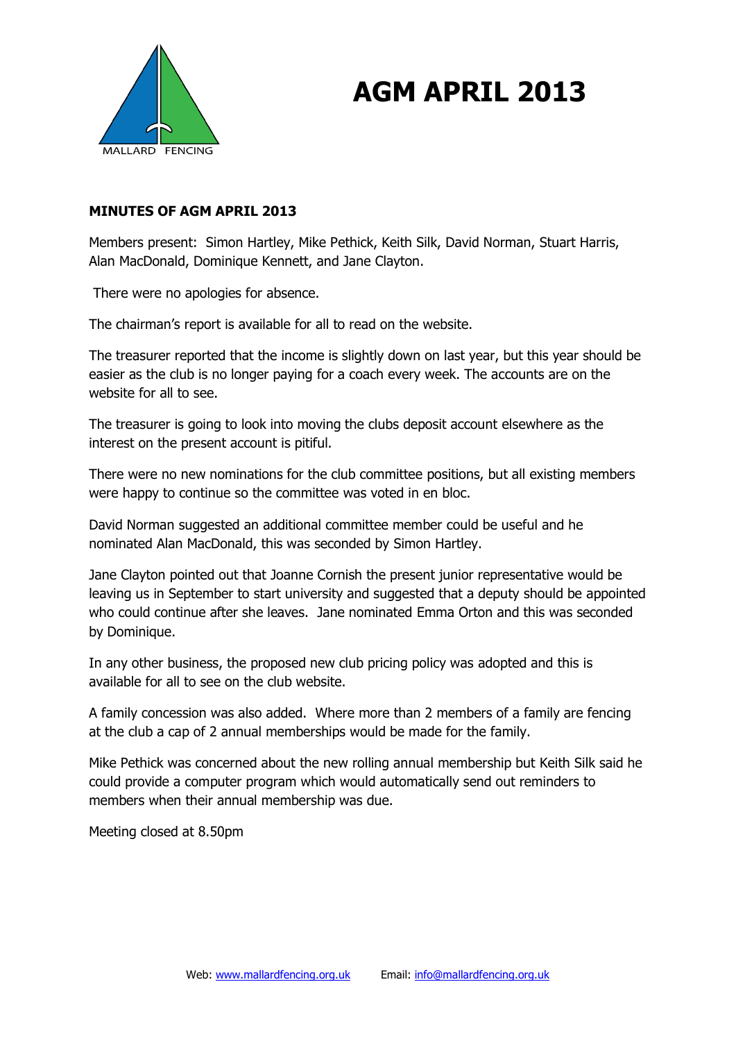MALLARD FENCING

# AGM APRIL 2013

**MINUTES OF AGM APRIL 2013**

Members present: Simon Hartley, Mike Pethick, Keith Silk, David Norman, Stuart Harris, Alan MacDonald, Dominique Kennett, and Jane Clayton.

There were no apologies for absence.

The chairman's report is available for all to read on the website.

The treasurer reported that the income is slightly down on last year, but this year should be easier as the club is no longer paying for a coach every week. The accounts are on the website for all to see.

The treasurer is going to look into moving the clubs deposit account elsewhere as the interest on the present account is pitiful.

There were no new nominations for the club committee positions, but all existing members were happy to continue so the committee was voted in en bloc.

David Norman suggested an additional committee member could be useful and he nominated Alan MacDonald, this was seconded by Simon Hartley.

Jane Clayton pointed out that Joanne Cornish the present junior representative would be leaving us in September to start university and suggested that a deputy should be appointed who could continue after she leaves. Jane nominated Emma Orton and this was seconded by Dominique.

In any other business, the proposed new club pricing policy was adopted and this is available for all to see on the club website.

A family concession was also added. Where more than 2 members of a family are fencing at the club a cap of 2 annual memberships would be made for the family.

Mike Pethick was concerned about the new rolling annual membership but Keith Silk said he could provide a computer program which would automatically send out reminders to members when their annual membership was due.

Meeting closed at 8.50pm

Web: www.mallardfencing.org.uk Email: info@mallardfencing.org.uk